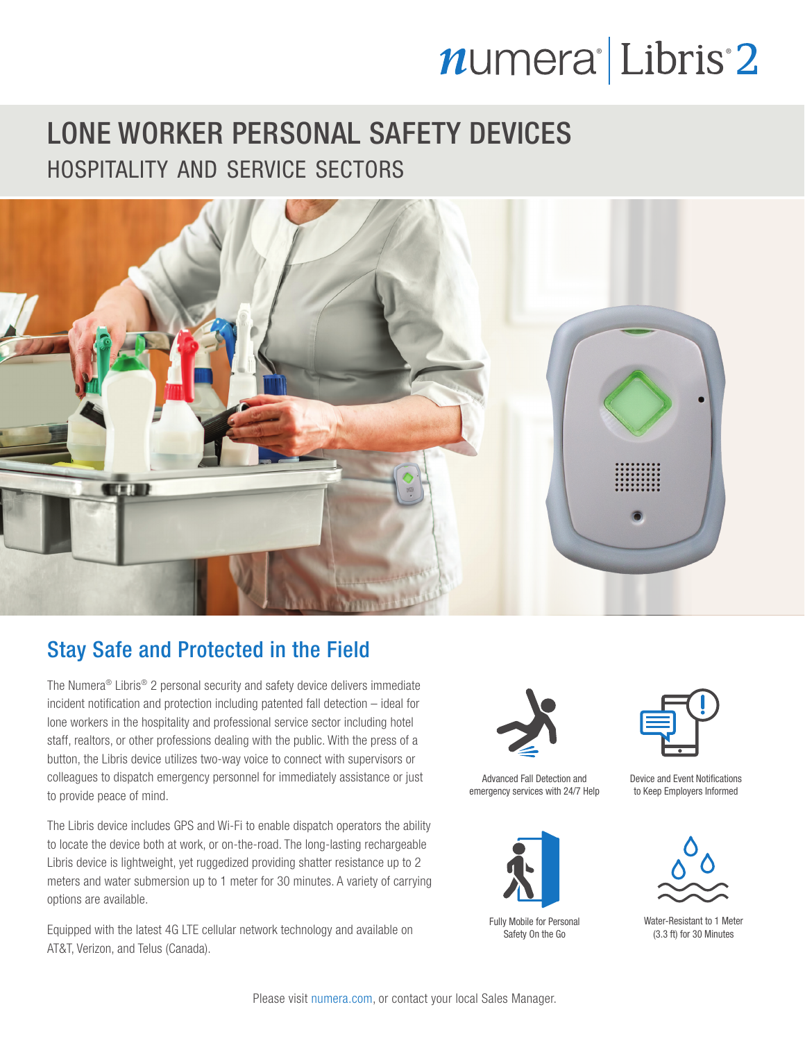numera® | Libris® 2

# LONE WORKER PERSONAL SAFETY DEVICES

## HOSPITALITY AND SERVICE SECTORS

## Stay Safe and Protected in the Field

The Numera® Libris® 2 personal security and safety device delivers immediate incident notification and protection including patented fall detection – ideal for lone workers in the hospitality and professional service sector including hotel staff, realtors, or other professions dealing with the public. With the press of a button, the Libris device utilizes two-way voice to connect with supervisors or colleagues to dispatch emergency personnel for immediately assistance or just to provide peace of mind.

The Libris device includes GPS and Wi-Fi to enable dispatch operators the ability to locate the device both at work, or on-the-road. The long-lasting rechargeable Libris device is lightweight, yet ruggedized providing shatter resistance up to 2 meters and water submersion up to 1 meter for 30 minutes. A variety of carrying options are available.

Equipped with the latest 4G LTE cellular network technology and available on AT&T, Verizon, and Telus (Canada).

Advanced Fall Detection and emergency services with 24/7 Help

Device and Event Notifications to Keep Employers Informed

Fully Mobile for Personal Safety On the Go

Water-Resistant to 1 Meter (3.3 ft) for 30 Minutes

Please visit numera.com, or contact your local Sales Manager.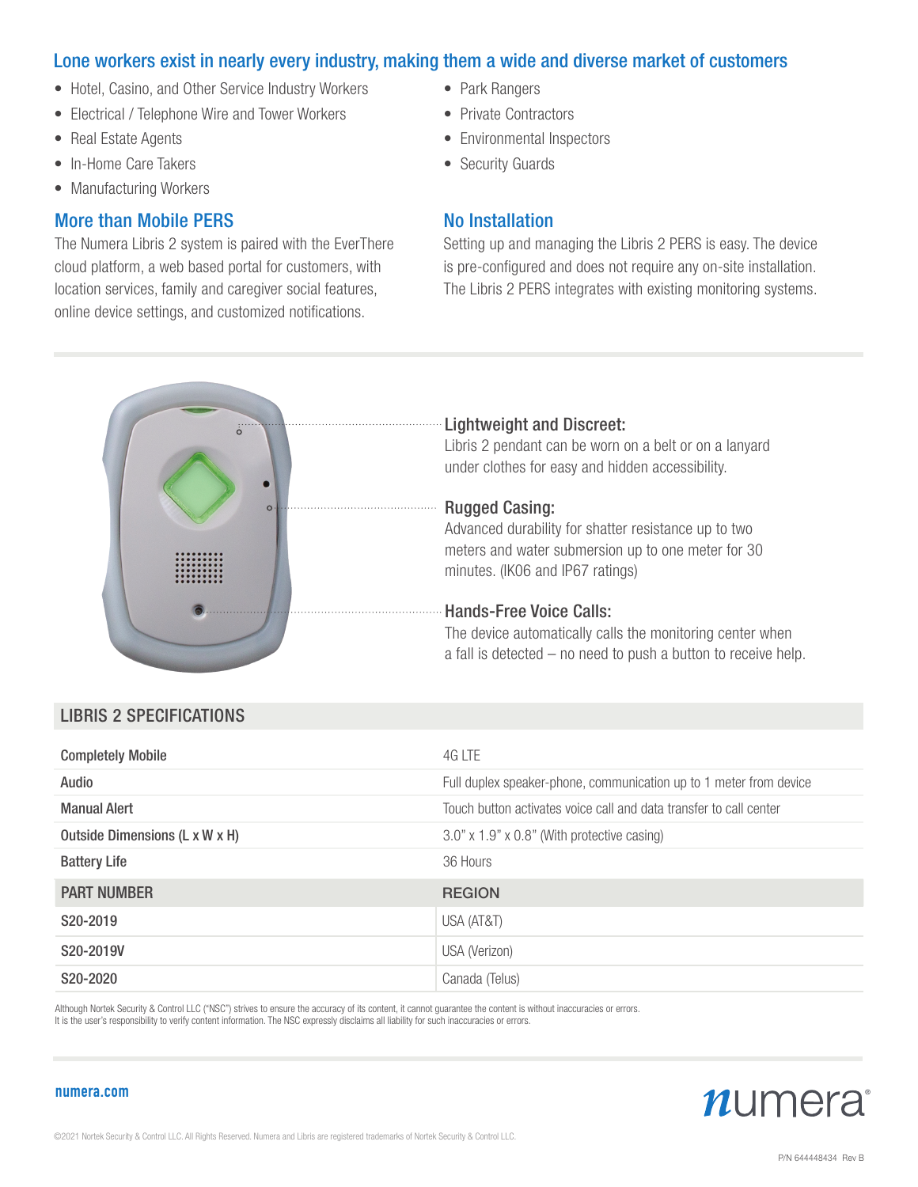## Lone workers exist in nearly every industry, making them a wide and diverse market of customers

- Hotel, Casino, and Other Service Industry Workers
- Electrical / Telephone Wire and Tower Workers
- Real Estate Agents
- In-Home Care Takers
- Manufacturing Workers
- Park Rangers
- Private Contractors
- Environmental Inspectors
- Security Guards

## More than Mobile PERS

The Numera Libris 2 system is paired with the EverThere cloud platform, a web based portal for customers, with location services, family and caregiver social features, online device settings, and customized notifications.

## No Installation

Setting up and managing the Libris 2 PERS is easy. The device is pre-configured and does not require any on-site installation. The Libris 2 PERS integrates with existing monitoring systems.

### Lightweight and Discreet:

Libris 2 pendant can be worn on a belt or on a lanyard under clothes for easy and hidden accessibility.

### Rugged Casing:

Advanced durability for shatter resistance up to two meters and water submersion up to one meter for 30 minutes. (IK06 and IP67 ratings)

### Hands-Free Voice Calls:

The device automatically calls the monitoring center when a fall is detected – no need to push a button to receive help.

## LIBRIS 2 SPECIFICATIONS

| | |
|---|---|
| **Completely Mobile** | 4G LTE |
| **Audio** | Full duplex speaker-phone, communication up to 1 meter from device |
| **Manual Alert** | Touch button activates voice call and data transfer to call center |
| **Outside Dimensions (L x W x H)** | 3.0" x 1.9" x 0.8" (With protective casing) |
| **Battery Life** | 36 Hours |

| PART NUMBER | REGION |
|---|---|
| S20-2019 | USA (AT&T) |
| S20-2019V | USA (Verizon) |
| S20-2020 | Canada (Telus) |

Although Nortek Security & Control LLC ("NSC") strives to ensure the accuracy of its content, it cannot guarantee the content is without inaccuracies or errors. It is the user's responsibility to verify content information. The NSC expressly disclaims all liability for such inaccuracies or errors.

numera.com

numera®

©2021 Nortek Security & Control LLC. All Rights Reserved. Numera and Libris are registered trademarks of Nortek Security & Control LLC.

P/N 644448434 Rev B